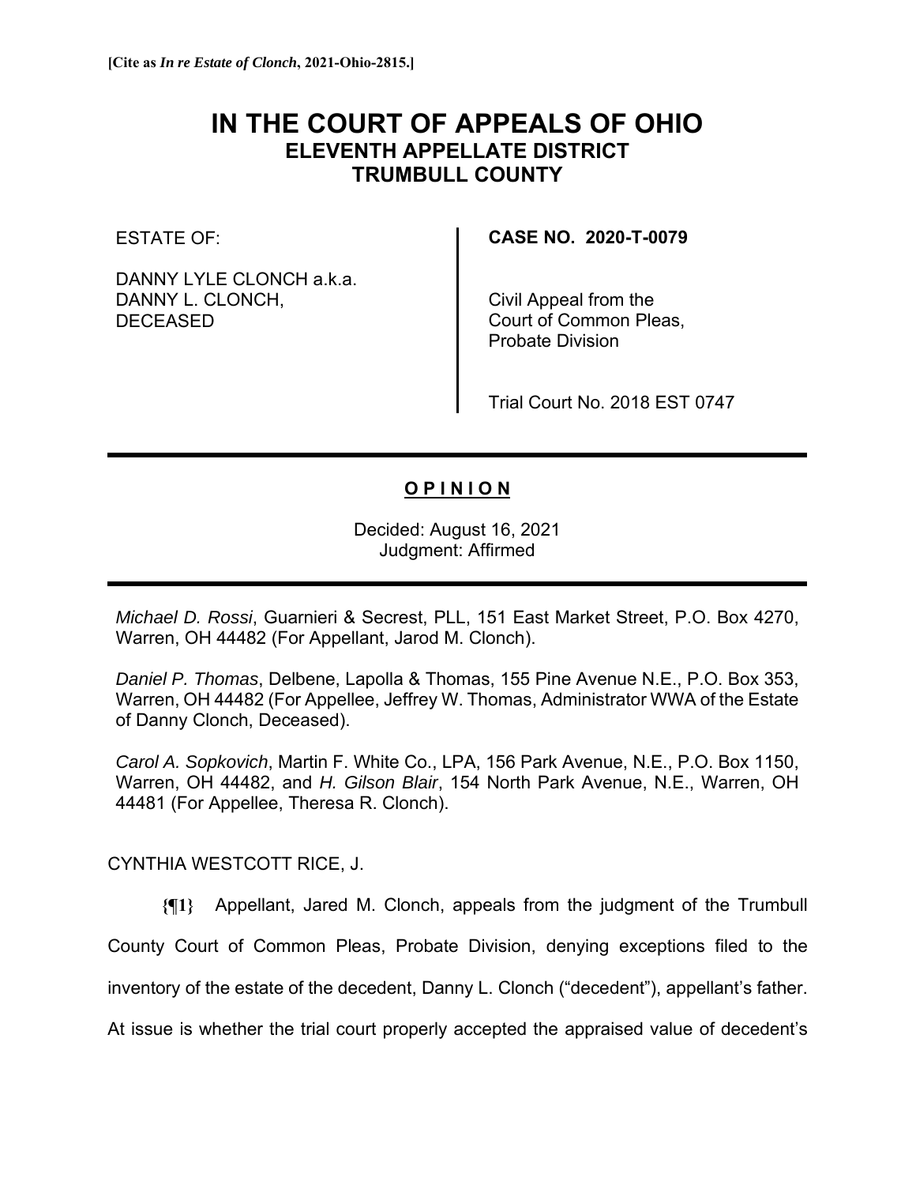**[Cite as *In re Estate of Clonch*, 2021-Ohio-2815.]**

# IN THE COURT OF APPEALS OF OHIO
## ELEVENTH APPELLATE DISTRICT
## TRUMBULL COUNTY

ESTATE OF:

DANNY LYLE CLONCH a.k.a. DANNY L. CLONCH, DECEASED

**CASE NO. 2020-T-0079**

Civil Appeal from the Court of Common Pleas, Probate Division

Trial Court No. 2018 EST 0747

---

**O P I N I O N**

Decided: August 16, 2021
Judgment: Affirmed

---

*Michael D. Rossi*, Guarnieri & Secrest, PLL, 151 East Market Street, P.O. Box 4270, Warren, OH 44482 (For Appellant, Jarod M. Clonch).

*Daniel P. Thomas*, Delbene, Lapolla & Thomas, 155 Pine Avenue N.E., P.O. Box 353, Warren, OH 44482 (For Appellee, Jeffrey W. Thomas, Administrator WWA of the Estate of Danny Clonch, Deceased).

*Carol A. Sopkovich*, Martin F. White Co., LPA, 156 Park Avenue, N.E., P.O. Box 1150, Warren, OH 44482, and *H. Gilson Blair*, 154 North Park Avenue, N.E., Warren, OH 44481 (For Appellee, Theresa R. Clonch).

CYNTHIA WESTCOTT RICE, J.

**{¶1}** Appellant, Jared M. Clonch, appeals from the judgment of the Trumbull County Court of Common Pleas, Probate Division, denying exceptions filed to the inventory of the estate of the decedent, Danny L. Clonch ("decedent"), appellant's father. At issue is whether the trial court properly accepted the appraised value of decedent's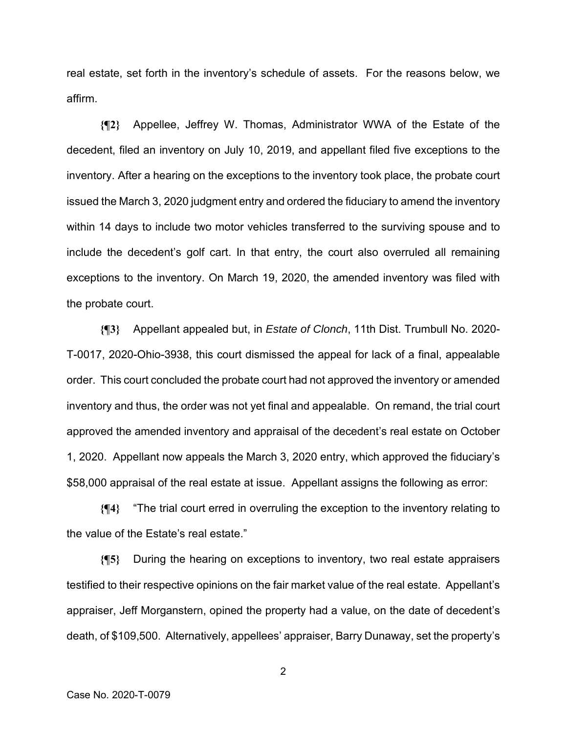real estate, set forth in the inventory's schedule of assets. For the reasons below, we affirm.

**{¶2}** Appellee, Jeffrey W. Thomas, Administrator WWA of the Estate of the decedent, filed an inventory on July 10, 2019, and appellant filed five exceptions to the inventory. After a hearing on the exceptions to the inventory took place, the probate court issued the March 3, 2020 judgment entry and ordered the fiduciary to amend the inventory within 14 days to include two motor vehicles transferred to the surviving spouse and to include the decedent's golf cart. In that entry, the court also overruled all remaining exceptions to the inventory. On March 19, 2020, the amended inventory was filed with the probate court.

**{¶3}** Appellant appealed but, in *Estate of Clonch*, 11th Dist. Trumbull No. 2020-T-0017, 2020-Ohio-3938, this court dismissed the appeal for lack of a final, appealable order. This court concluded the probate court had not approved the inventory or amended inventory and thus, the order was not yet final and appealable. On remand, the trial court approved the amended inventory and appraisal of the decedent's real estate on October 1, 2020. Appellant now appeals the March 3, 2020 entry, which approved the fiduciary's $58,000 appraisal of the real estate at issue. Appellant assigns the following as error:

**{¶4}** "The trial court erred in overruling the exception to the inventory relating to the value of the Estate's real estate."

**{¶5}** During the hearing on exceptions to inventory, two real estate appraisers testified to their respective opinions on the fair market value of the real estate. Appellant's appraiser, Jeff Morganstern, opined the property had a value, on the date of decedent's death, of $109,500. Alternatively, appellees' appraiser, Barry Dunaway, set the property's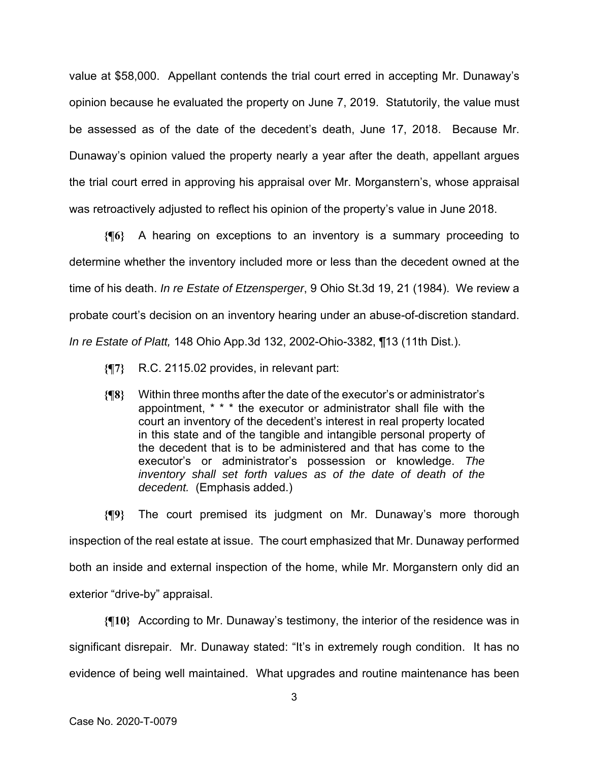value at $58,000. Appellant contends the trial court erred in accepting Mr. Dunaway's opinion because he evaluated the property on June 7, 2019. Statutorily, the value must be assessed as of the date of the decedent's death, June 17, 2018. Because Mr. Dunaway's opinion valued the property nearly a year after the death, appellant argues the trial court erred in approving his appraisal over Mr. Morganstern's, whose appraisal was retroactively adjusted to reflect his opinion of the property's value in June 2018.

**{¶6}** A hearing on exceptions to an inventory is a summary proceeding to determine whether the inventory included more or less than the decedent owned at the time of his death. *In re Estate of Etzensperger*, 9 Ohio St.3d 19, 21 (1984). We review a probate court's decision on an inventory hearing under an abuse-of-discretion standard. *In re Estate of Platt,* 148 Ohio App.3d 132, 2002-Ohio-3382, ¶13 (11th Dist.).

**{¶7}** R.C. 2115.02 provides, in relevant part:

> **{¶8}** Within three months after the date of the executor's or administrator's appointment, * * * the executor or administrator shall file with the court an inventory of the decedent's interest in real property located in this state and of the tangible and intangible personal property of the decedent that is to be administered and that has come to the executor's or administrator's possession or knowledge. *The inventory shall set forth values as of the date of death of the decedent.* (Emphasis added.)

**{¶9}** The court premised its judgment on Mr. Dunaway's more thorough inspection of the real estate at issue. The court emphasized that Mr. Dunaway performed both an inside and external inspection of the home, while Mr. Morganstern only did an exterior "drive-by" appraisal.

**{¶10}** According to Mr. Dunaway's testimony, the interior of the residence was in significant disrepair. Mr. Dunaway stated: "It's in extremely rough condition. It has no evidence of being well maintained. What upgrades and routine maintenance has been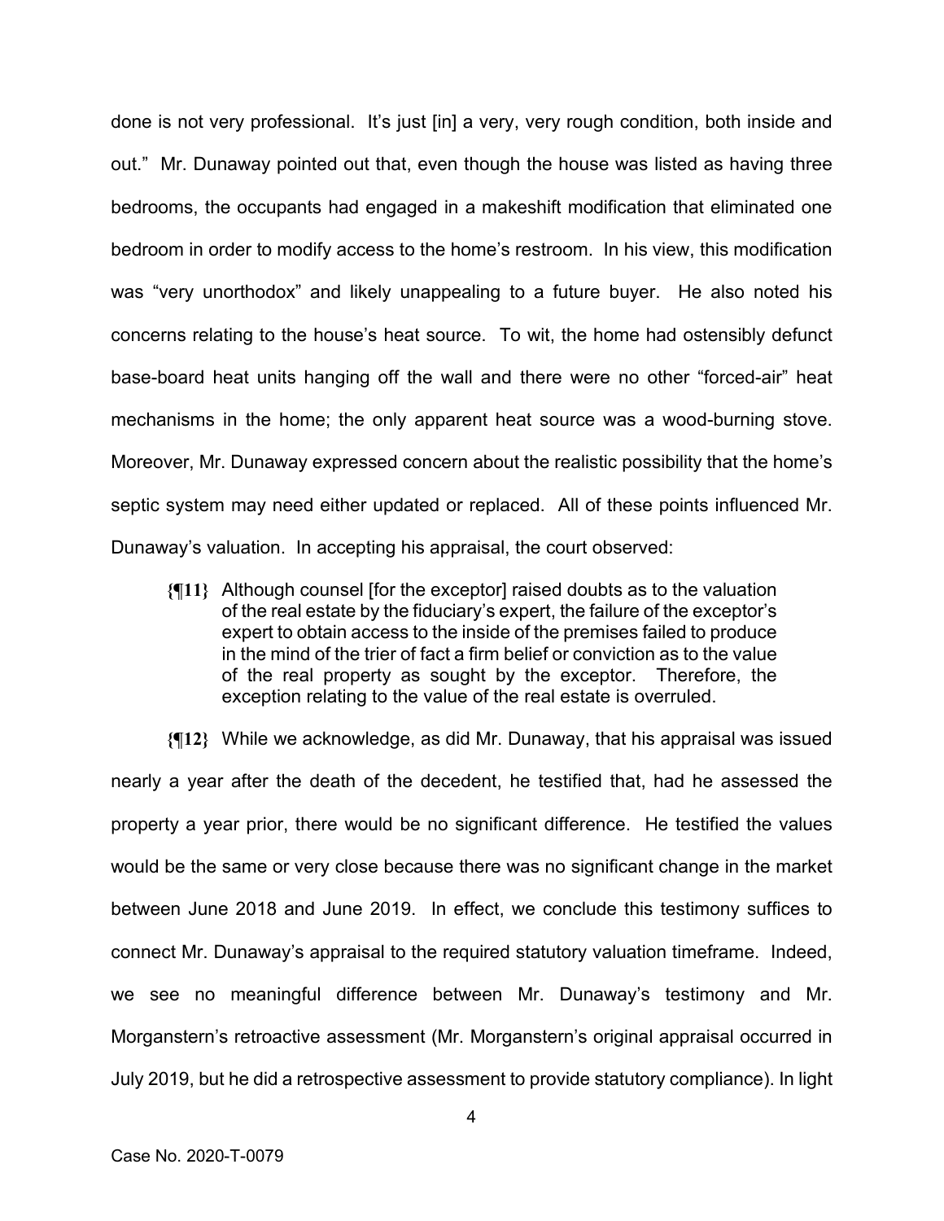done is not very professional. It's just [in] a very, very rough condition, both inside and out." Mr. Dunaway pointed out that, even though the house was listed as having three bedrooms, the occupants had engaged in a makeshift modification that eliminated one bedroom in order to modify access to the home's restroom. In his view, this modification was "very unorthodox" and likely unappealing to a future buyer. He also noted his concerns relating to the house's heat source. To wit, the home had ostensibly defunct base-board heat units hanging off the wall and there were no other "forced-air" heat mechanisms in the home; the only apparent heat source was a wood-burning stove. Moreover, Mr. Dunaway expressed concern about the realistic possibility that the home's septic system may need either updated or replaced. All of these points influenced Mr. Dunaway's valuation. In accepting his appraisal, the court observed:

> **{¶11}** Although counsel [for the exceptor] raised doubts as to the valuation of the real estate by the fiduciary's expert, the failure of the exceptor's expert to obtain access to the inside of the premises failed to produce in the mind of the trier of fact a firm belief or conviction as to the value of the real property as sought by the exceptor. Therefore, the exception relating to the value of the real estate is overruled.

**{¶12}** While we acknowledge, as did Mr. Dunaway, that his appraisal was issued nearly a year after the death of the decedent, he testified that, had he assessed the property a year prior, there would be no significant difference. He testified the values would be the same or very close because there was no significant change in the market between June 2018 and June 2019. In effect, we conclude this testimony suffices to connect Mr. Dunaway's appraisal to the required statutory valuation timeframe. Indeed, we see no meaningful difference between Mr. Dunaway's testimony and Mr. Morganstern's retroactive assessment (Mr. Morganstern's original appraisal occurred in July 2019, but he did a retrospective assessment to provide statutory compliance). In light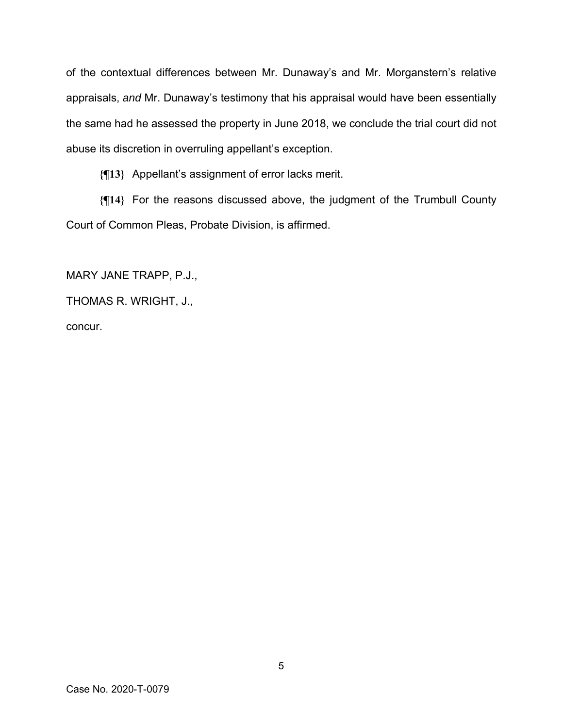of the contextual differences between Mr. Dunaway's and Mr. Morganstern's relative appraisals, *and* Mr. Dunaway's testimony that his appraisal would have been essentially the same had he assessed the property in June 2018, we conclude the trial court did not abuse its discretion in overruling appellant's exception.

**{¶13}** Appellant's assignment of error lacks merit.

**{¶14}** For the reasons discussed above, the judgment of the Trumbull County Court of Common Pleas, Probate Division, is affirmed.

MARY JANE TRAPP, P.J.,

THOMAS R. WRIGHT, J.,

concur.